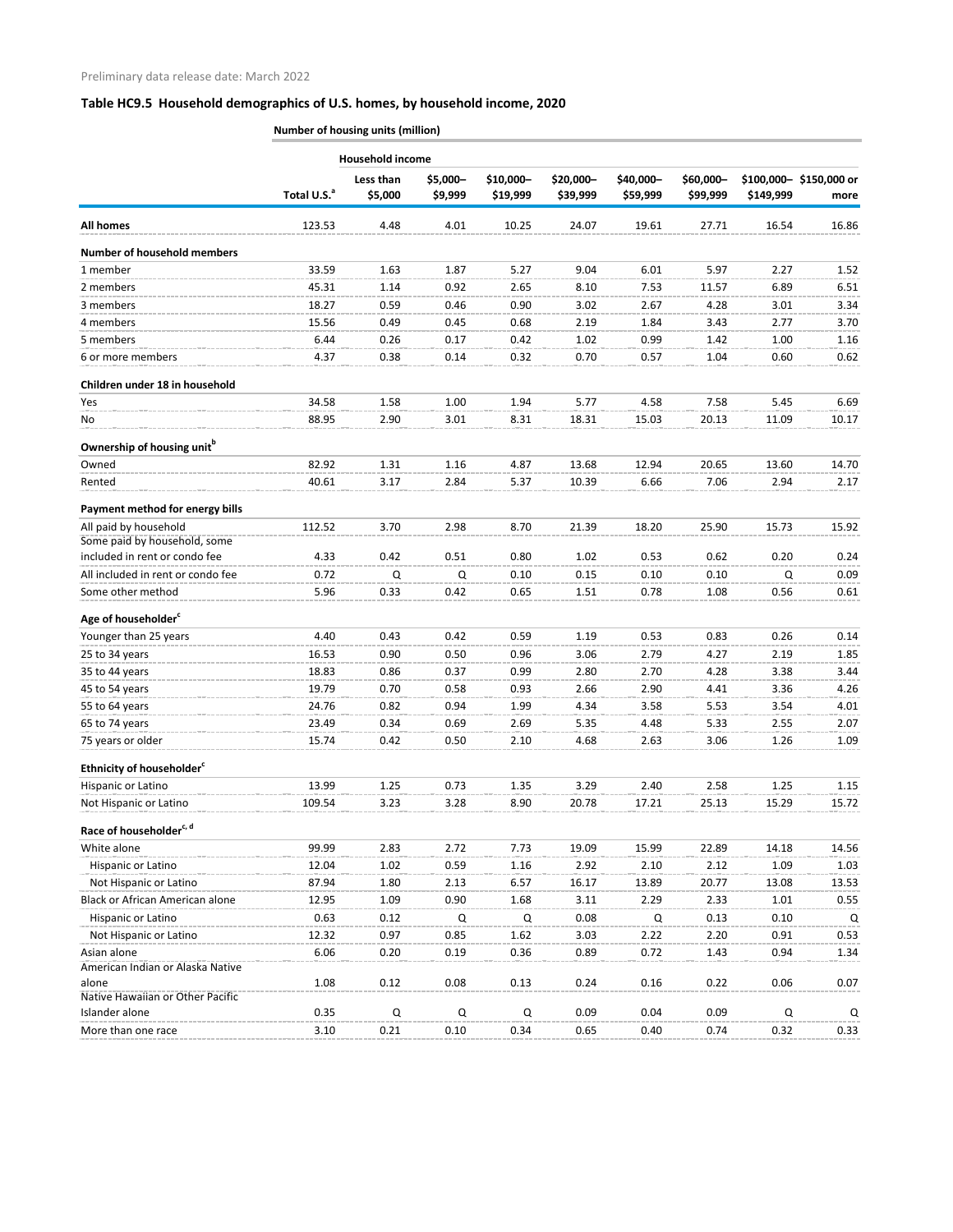Preliminary data release date: March 2022

## Table HC9.5 Household demographics of U.S. homes, by household income, 2020

| | Number of housing units (million) | | | | | | | | |
|---|---|---|---|---|---|---|---|---|---|
| | | Household income | | | | | | | |
| | Total U.S.[a] | Less than $5,000 | $5,000–$9,999 | $10,000–$19,999 | $20,000–$39,999 | $40,000–$59,999 | $60,000–$99,999 | $100,000–$149,999 | $150,000 or more |
| **All homes** | 123.53 | 4.48 | 4.01 | 10.25 | 24.07 | 19.61 | 27.71 | 16.54 | 16.86 |
| **Number of household members** | | | | | | | | | |
| 1 member | 33.59 | 1.63 | 1.87 | 5.27 | 9.04 | 6.01 | 5.97 | 2.27 | 1.52 |
| 2 members | 45.31 | 1.14 | 0.92 | 2.65 | 8.10 | 7.53 | 11.57 | 6.89 | 6.51 |
| 3 members | 18.27 | 0.59 | 0.46 | 0.90 | 3.02 | 2.67 | 4.28 | 3.01 | 3.34 |
| 4 members | 15.56 | 0.49 | 0.45 | 0.68 | 2.19 | 1.84 | 3.43 | 2.77 | 3.70 |
| 5 members | 6.44 | 0.26 | 0.17 | 0.42 | 1.02 | 0.99 | 1.42 | 1.00 | 1.16 |
| 6 or more members | 4.37 | 0.38 | 0.14 | 0.32 | 0.70 | 0.57 | 1.04 | 0.60 | 0.62 |
| **Children under 18 in household** | | | | | | | | | |
| Yes | 34.58 | 1.58 | 1.00 | 1.94 | 5.77 | 4.58 | 7.58 | 5.45 | 6.69 |
| No | 88.95 | 2.90 | 3.01 | 8.31 | 18.31 | 15.03 | 20.13 | 11.09 | 10.17 |
| **Ownership of housing unit[b]** | | | | | | | | | |
| Owned | 82.92 | 1.31 | 1.16 | 4.87 | 13.68 | 12.94 | 20.65 | 13.60 | 14.70 |
| Rented | 40.61 | 3.17 | 2.84 | 5.37 | 10.39 | 6.66 | 7.06 | 2.94 | 2.17 |
| **Payment method for energy bills** | | | | | | | | | |
| All paid by household | 112.52 | 3.70 | 2.98 | 8.70 | 21.39 | 18.20 | 25.90 | 15.73 | 15.92 |
| Some paid by household, some included in rent or condo fee | 4.33 | 0.42 | 0.51 | 0.80 | 1.02 | 0.53 | 0.62 | 0.20 | 0.24 |
| All included in rent or condo fee | 0.72 | Q | Q | 0.10 | 0.15 | 0.10 | 0.10 | Q | 0.09 |
| Some other method | 5.96 | 0.33 | 0.42 | 0.65 | 1.51 | 0.78 | 1.08 | 0.56 | 0.61 |
| **Age of householder[c]** | | | | | | | | | |
| Younger than 25 years | 4.40 | 0.43 | 0.42 | 0.59 | 1.19 | 0.53 | 0.83 | 0.26 | 0.14 |
| 25 to 34 years | 16.53 | 0.90 | 0.50 | 0.96 | 3.06 | 2.79 | 4.27 | 2.19 | 1.85 |
| 35 to 44 years | 18.83 | 0.86 | 0.37 | 0.99 | 2.80 | 2.70 | 4.28 | 3.38 | 3.44 |
| 45 to 54 years | 19.79 | 0.70 | 0.58 | 0.93 | 2.66 | 2.90 | 4.41 | 3.36 | 4.26 |
| 55 to 64 years | 24.76 | 0.82 | 0.94 | 1.99 | 4.34 | 3.58 | 5.53 | 3.54 | 4.01 |
| 65 to 74 years | 23.49 | 0.34 | 0.69 | 2.69 | 5.35 | 4.48 | 5.33 | 2.55 | 2.07 |
| 75 years or older | 15.74 | 0.42 | 0.50 | 2.10 | 4.68 | 2.63 | 3.06 | 1.26 | 1.09 |
| **Ethnicity of householder[c]** | | | | | | | | | |
| Hispanic or Latino | 13.99 | 1.25 | 0.73 | 1.35 | 3.29 | 2.40 | 2.58 | 1.25 | 1.15 |
| Not Hispanic or Latino | 109.54 | 3.23 | 3.28 | 8.90 | 20.78 | 17.21 | 25.13 | 15.29 | 15.72 |
| **Race of householder[c, d]** | | | | | | | | | |
| White alone | 99.99 | 2.83 | 2.72 | 7.73 | 19.09 | 15.99 | 22.89 | 14.18 | 14.56 |
| Hispanic or Latino | 12.04 | 1.02 | 0.59 | 1.16 | 2.92 | 2.10 | 2.12 | 1.09 | 1.03 |
| Not Hispanic or Latino | 87.94 | 1.80 | 2.13 | 6.57 | 16.17 | 13.89 | 20.77 | 13.08 | 13.53 |
| Black or African American alone | 12.95 | 1.09 | 0.90 | 1.68 | 3.11 | 2.29 | 2.33 | 1.01 | 0.55 |
| Hispanic or Latino | 0.63 | 0.12 | Q | Q | 0.08 | Q | 0.13 | 0.10 | Q |
| Not Hispanic or Latino | 12.32 | 0.97 | 0.85 | 1.62 | 3.03 | 2.22 | 2.20 | 0.91 | 0.53 |
| Asian alone | 6.06 | 0.20 | 0.19 | 0.36 | 0.89 | 0.72 | 1.43 | 0.94 | 1.34 |
| American Indian or Alaska Native alone | 1.08 | 0.12 | 0.08 | 0.13 | 0.24 | 0.16 | 0.22 | 0.06 | 0.07 |
| Native Hawaiian or Other Pacific Islander alone | 0.35 | Q | Q | Q | 0.09 | 0.04 | 0.09 | Q | Q |
| More than one race | 3.10 | 0.21 | 0.10 | 0.34 | 0.65 | 0.40 | 0.74 | 0.32 | 0.33 |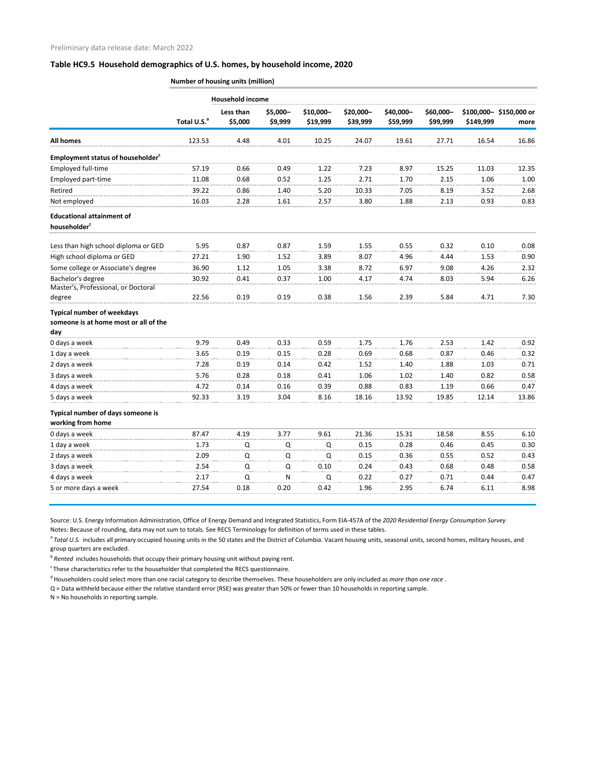Preliminary data release date: March 2022

### Table HC9.5 Household demographics of U.S. homes, by household income, 2020

| | Number of housing units (million) | | | | | | | | |
|---|---|---|---|---|---|---|---|---|---|
| | | Household income | | | | | | | |
| | Total U.S.[a] | Less than $5,000 | $5,000–$9,999 | $10,000–$19,999 | $20,000–$39,999 | $40,000–$59,999 | $60,000–$99,999 | $100,000–$149,999 | $150,000 or more |
| **All homes** | 123.53 | 4.48 | 4.01 | 10.25 | 24.07 | 19.61 | 27.71 | 16.54 | 16.86 |
| **Employment status of householder[c]** | | | | | | | | | |
| Employed full-time | 57.19 | 0.66 | 0.49 | 1.22 | 7.23 | 8.97 | 15.25 | 11.03 | 12.35 |
| Employed part-time | 11.08 | 0.68 | 0.52 | 1.25 | 2.71 | 1.70 | 2.15 | 1.06 | 1.00 |
| Retired | 39.22 | 0.86 | 1.40 | 5.20 | 10.33 | 7.05 | 8.19 | 3.52 | 2.68 |
| Not employed | 16.03 | 2.28 | 1.61 | 2.57 | 3.80 | 1.88 | 2.13 | 0.93 | 0.83 |
| **Educational attainment of householder[c]** | | | | | | | | | |
| Less than high school diploma or GED | 5.95 | 0.87 | 0.87 | 1.59 | 1.55 | 0.55 | 0.32 | 0.10 | 0.08 |
| High school diploma or GED | 27.21 | 1.90 | 1.52 | 3.89 | 8.07 | 4.96 | 4.44 | 1.53 | 0.90 |
| Some college or Associate's degree | 36.90 | 1.12 | 1.05 | 3.38 | 8.72 | 6.97 | 9.08 | 4.26 | 2.32 |
| Bachelor's degree | 30.92 | 0.41 | 0.37 | 1.00 | 4.17 | 4.74 | 8.03 | 5.94 | 6.26 |
| Master's, Professional, or Doctoral degree | 22.56 | 0.19 | 0.19 | 0.38 | 1.56 | 2.39 | 5.84 | 4.71 | 7.30 |
| **Typical number of weekdays someone is at home most or all of the day** | | | | | | | | | |
| 0 days a week | 9.79 | 0.49 | 0.33 | 0.59 | 1.75 | 1.76 | 2.53 | 1.42 | 0.92 |
| 1 day a week | 3.65 | 0.19 | 0.15 | 0.28 | 0.69 | 0.68 | 0.87 | 0.46 | 0.32 |
| 2 days a week | 7.28 | 0.19 | 0.14 | 0.42 | 1.52 | 1.40 | 1.88 | 1.03 | 0.71 |
| 3 days a week | 5.76 | 0.28 | 0.18 | 0.41 | 1.06 | 1.02 | 1.40 | 0.82 | 0.58 |
| 4 days a week | 4.72 | 0.14 | 0.16 | 0.39 | 0.88 | 0.83 | 1.19 | 0.66 | 0.47 |
| 5 days a week | 92.33 | 3.19 | 3.04 | 8.16 | 18.16 | 13.92 | 19.85 | 12.14 | 13.86 |
| **Typical number of days someone is working from home** | | | | | | | | | |
| 0 days a week | 87.47 | 4.19 | 3.77 | 9.61 | 21.36 | 15.31 | 18.58 | 8.55 | 6.10 |
| 1 day a week | 1.73 | Q | Q | Q | 0.15 | 0.28 | 0.46 | 0.45 | 0.30 |
| 2 days a week | 2.09 | Q | Q | Q | 0.15 | 0.36 | 0.55 | 0.52 | 0.43 |
| 3 days a week | 2.54 | Q | Q | 0.10 | 0.24 | 0.43 | 0.68 | 0.48 | 0.58 |
| 4 days a week | 2.17 | Q | N | Q | 0.22 | 0.27 | 0.71 | 0.44 | 0.47 |
| 5 or more days a week | 27.54 | 0.18 | 0.20 | 0.42 | 1.96 | 2.95 | 6.74 | 6.11 | 8.98 |

Source: U.S. Energy Information Administration, Office of Energy Demand and Integrated Statistics, Form EIA-457A of the *2020 Residential Energy Consumption Survey*

Notes: Because of rounding, data may not sum to totals. See RECS Terminology for definition of terms used in these tables.

[a] *Total U.S.* includes all primary occupied housing units in the 50 states and the District of Columbia. Vacant housing units, seasonal units, second homes, military houses, and group quarters are excluded.

[b] *Rented* includes households that occupy their primary housing unit without paying rent.

[c] These characteristics refer to the householder that completed the RECS questionnaire.

[d] Householders could select more than one racial category to describe themselves. These householders are only included as *more than one race* .

Q = Data withheld because either the relative standard error (RSE) was greater than 50% or fewer than 10 households in reporting sample.

N = No households in reporting sample.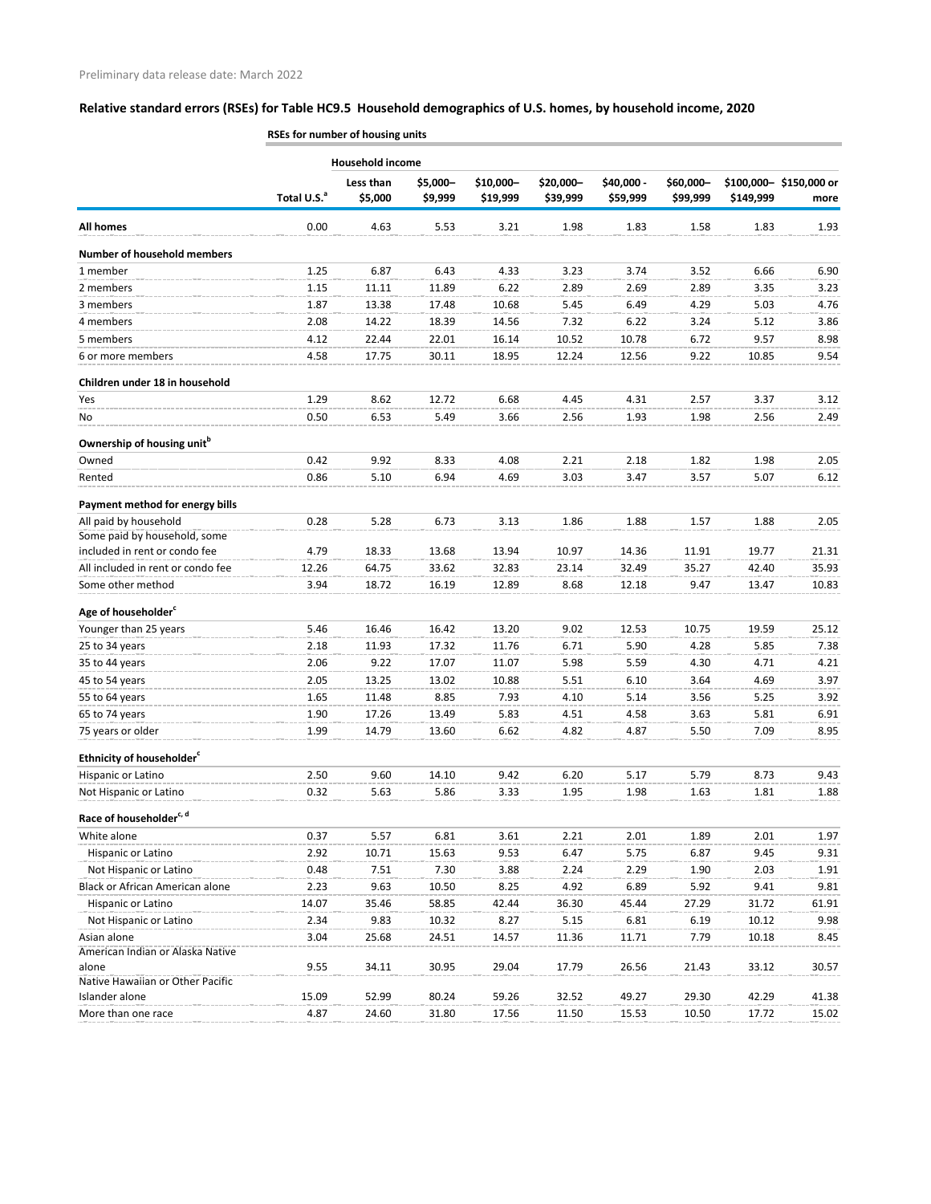Preliminary data release date: March 2022

**Relative standard errors (RSEs) for Table HC9.5 Household demographics of U.S. homes, by household income, 2020**

| | RSEs for number of housing units | | | | | | | | |
|---|---|---|---|---|---|---|---|---|---|
| | | Household income | | | | | | | |
| | Total U.S.[a] | Less than $5,000 | $5,000–$9,999 | $10,000–$19,999 | $20,000–$39,999 | $40,000 - $59,999 | $60,000–$99,999 | $100,000–$149,999 | $150,000 or more |
| **All homes** | 0.00 | 4.63 | 5.53 | 3.21 | 1.98 | 1.83 | 1.58 | 1.83 | 1.93 |
| **Number of household members** | | | | | | | | | |
| 1 member | 1.25 | 6.87 | 6.43 | 4.33 | 3.23 | 3.74 | 3.52 | 6.66 | 6.90 |
| 2 members | 1.15 | 11.11 | 11.89 | 6.22 | 2.89 | 2.69 | 2.89 | 3.35 | 3.23 |
| 3 members | 1.87 | 13.38 | 17.48 | 10.68 | 5.45 | 6.49 | 4.29 | 5.03 | 4.76 |
| 4 members | 2.08 | 14.22 | 18.39 | 14.56 | 7.32 | 6.22 | 3.24 | 5.12 | 3.86 |
| 5 members | 4.12 | 22.44 | 22.01 | 16.14 | 10.52 | 10.78 | 6.72 | 9.57 | 8.98 |
| 6 or more members | 4.58 | 17.75 | 30.11 | 18.95 | 12.24 | 12.56 | 9.22 | 10.85 | 9.54 |
| **Children under 18 in household** | | | | | | | | | |
| Yes | 1.29 | 8.62 | 12.72 | 6.68 | 4.45 | 4.31 | 2.57 | 3.37 | 3.12 |
| No | 0.50 | 6.53 | 5.49 | 3.66 | 2.56 | 1.93 | 1.98 | 2.56 | 2.49 |
| **Ownership of housing unit[b]** | | | | | | | | | |
| Owned | 0.42 | 9.92 | 8.33 | 4.08 | 2.21 | 2.18 | 1.82 | 1.98 | 2.05 |
| Rented | 0.86 | 5.10 | 6.94 | 4.69 | 3.03 | 3.47 | 3.57 | 5.07 | 6.12 |
| **Payment method for energy bills** | | | | | | | | | |
| All paid by household | 0.28 | 5.28 | 6.73 | 3.13 | 1.86 | 1.88 | 1.57 | 1.88 | 2.05 |
| Some paid by household, some included in rent or condo fee | 4.79 | 18.33 | 13.68 | 13.94 | 10.97 | 14.36 | 11.91 | 19.77 | 21.31 |
| All included in rent or condo fee | 12.26 | 64.75 | 33.62 | 32.83 | 23.14 | 32.49 | 35.27 | 42.40 | 35.93 |
| Some other method | 3.94 | 18.72 | 16.19 | 12.89 | 8.68 | 12.18 | 9.47 | 13.47 | 10.83 |
| **Age of householder[c]** | | | | | | | | | |
| Younger than 25 years | 5.46 | 16.46 | 16.42 | 13.20 | 9.02 | 12.53 | 10.75 | 19.59 | 25.12 |
| 25 to 34 years | 2.18 | 11.93 | 17.32 | 11.76 | 6.71 | 5.90 | 4.28 | 5.85 | 7.38 |
| 35 to 44 years | 2.06 | 9.22 | 17.07 | 11.07 | 5.98 | 5.59 | 4.30 | 4.71 | 4.21 |
| 45 to 54 years | 2.05 | 13.25 | 13.02 | 10.88 | 5.51 | 6.10 | 3.64 | 4.69 | 3.97 |
| 55 to 64 years | 1.65 | 11.48 | 8.85 | 7.93 | 4.10 | 5.14 | 3.56 | 5.25 | 3.92 |
| 65 to 74 years | 1.90 | 17.26 | 13.49 | 5.83 | 4.51 | 4.58 | 3.63 | 5.81 | 6.91 |
| 75 years or older | 1.99 | 14.79 | 13.60 | 6.62 | 4.82 | 4.87 | 5.50 | 7.09 | 8.95 |
| **Ethnicity of householder[c]** | | | | | | | | | |
| Hispanic or Latino | 2.50 | 9.60 | 14.10 | 9.42 | 6.20 | 5.17 | 5.79 | 8.73 | 9.43 |
| Not Hispanic or Latino | 0.32 | 5.63 | 5.86 | 3.33 | 1.95 | 1.98 | 1.63 | 1.81 | 1.88 |
| **Race of householder[c, d]** | | | | | | | | | |
| White alone | 0.37 | 5.57 | 6.81 | 3.61 | 2.21 | 2.01 | 1.89 | 2.01 | 1.97 |
| Hispanic or Latino | 2.92 | 10.71 | 15.63 | 9.53 | 6.47 | 5.75 | 6.87 | 9.45 | 9.31 |
| Not Hispanic or Latino | 0.48 | 7.51 | 7.30 | 3.88 | 2.24 | 2.29 | 1.90 | 2.03 | 1.91 |
| Black or African American alone | 2.23 | 9.63 | 10.50 | 8.25 | 4.92 | 6.89 | 5.92 | 9.41 | 9.81 |
| Hispanic or Latino | 14.07 | 35.46 | 58.85 | 42.44 | 36.30 | 45.44 | 27.29 | 31.72 | 61.91 |
| Not Hispanic or Latino | 2.34 | 9.83 | 10.32 | 8.27 | 5.15 | 6.81 | 6.19 | 10.12 | 9.98 |
| Asian alone | 3.04 | 25.68 | 24.51 | 14.57 | 11.36 | 11.71 | 7.79 | 10.18 | 8.45 |
| American Indian or Alaska Native alone | 9.55 | 34.11 | 30.95 | 29.04 | 17.79 | 26.56 | 21.43 | 33.12 | 30.57 |
| Native Hawaiian or Other Pacific Islander alone | 15.09 | 52.99 | 80.24 | 59.26 | 32.52 | 49.27 | 29.30 | 42.29 | 41.38 |
| More than one race | 4.87 | 24.60 | 31.80 | 17.56 | 11.50 | 15.53 | 10.50 | 17.72 | 15.02 |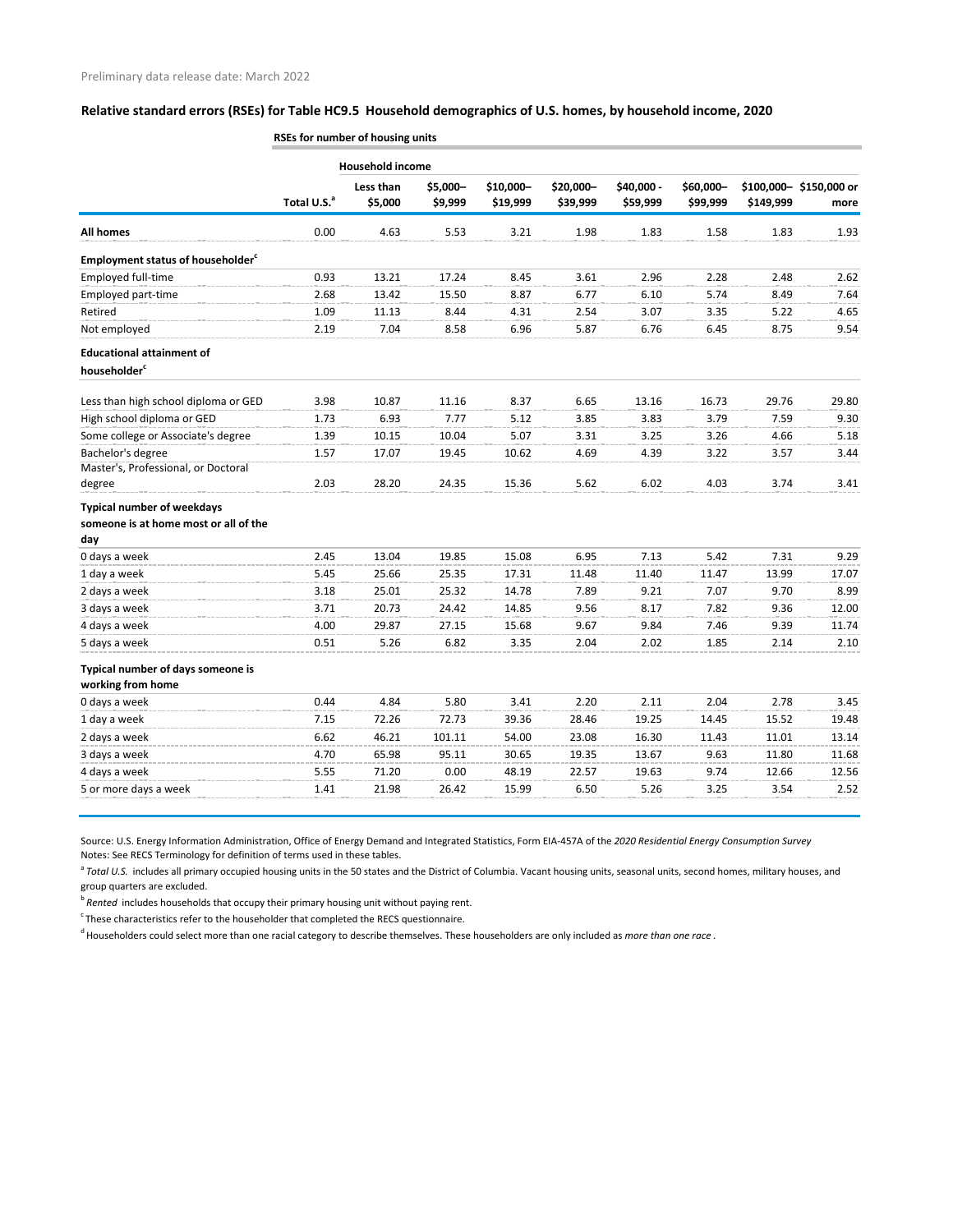Preliminary data release date: March 2022

## Relative standard errors (RSEs) for Table HC9.5 Household demographics of U.S. homes, by household income, 2020

**RSEs for number of housing units**

| | | Household income | | | | | | | |
|---|---|---|---|---|---|---|---|---|---|
| | Total U.S.[a] | Less than $5,000 | $5,000–$9,999 | $10,000–$19,999 | $20,000–$39,999 | $40,000 - $59,999 | $60,000–$99,999 | $100,000–$149,999 | $150,000 or more |
| **All homes** | 0.00 | 4.63 | 5.53 | 3.21 | 1.98 | 1.83 | 1.58 | 1.83 | 1.93 |
| **Employment status of householder[c]** | | | | | | | | | |
| Employed full-time | 0.93 | 13.21 | 17.24 | 8.45 | 3.61 | 2.96 | 2.28 | 2.48 | 2.62 |
| Employed part-time | 2.68 | 13.42 | 15.50 | 8.87 | 6.77 | 6.10 | 5.74 | 8.49 | 7.64 |
| Retired | 1.09 | 11.13 | 8.44 | 4.31 | 2.54 | 3.07 | 3.35 | 5.22 | 4.65 |
| Not employed | 2.19 | 7.04 | 8.58 | 6.96 | 5.87 | 6.76 | 6.45 | 8.75 | 9.54 |
| **Educational attainment of householder[c]** | | | | | | | | | |
| Less than high school diploma or GED | 3.98 | 10.87 | 11.16 | 8.37 | 6.65 | 13.16 | 16.73 | 29.76 | 29.80 |
| High school diploma or GED | 1.73 | 6.93 | 7.77 | 5.12 | 3.85 | 3.83 | 3.79 | 7.59 | 9.30 |
| Some college or Associate's degree | 1.39 | 10.15 | 10.04 | 5.07 | 3.31 | 3.25 | 3.26 | 4.66 | 5.18 |
| Bachelor's degree | 1.57 | 17.07 | 19.45 | 10.62 | 4.69 | 4.39 | 3.22 | 3.57 | 3.44 |
| Master's, Professional, or Doctoral degree | 2.03 | 28.20 | 24.35 | 15.36 | 5.62 | 6.02 | 4.03 | 3.74 | 3.41 |
| **Typical number of weekdays someone is at home most or all of the day** | | | | | | | | | |
| 0 days a week | 2.45 | 13.04 | 19.85 | 15.08 | 6.95 | 7.13 | 5.42 | 7.31 | 9.29 |
| 1 day a week | 5.45 | 25.66 | 25.35 | 17.31 | 11.48 | 11.40 | 11.47 | 13.99 | 17.07 |
| 2 days a week | 3.18 | 25.01 | 25.32 | 14.78 | 7.89 | 9.21 | 7.07 | 9.70 | 8.99 |
| 3 days a week | 3.71 | 20.73 | 24.42 | 14.85 | 9.56 | 8.17 | 7.82 | 9.36 | 12.00 |
| 4 days a week | 4.00 | 29.87 | 27.15 | 15.68 | 9.67 | 9.84 | 7.46 | 9.39 | 11.74 |
| 5 days a week | 0.51 | 5.26 | 6.82 | 3.35 | 2.04 | 2.02 | 1.85 | 2.14 | 2.10 |
| **Typical number of days someone is working from home** | | | | | | | | | |
| 0 days a week | 0.44 | 4.84 | 5.80 | 3.41 | 2.20 | 2.11 | 2.04 | 2.78 | 3.45 |
| 1 day a week | 7.15 | 72.26 | 72.73 | 39.36 | 28.46 | 19.25 | 14.45 | 15.52 | 19.48 |
| 2 days a week | 6.62 | 46.21 | 101.11 | 54.00 | 23.08 | 16.30 | 11.43 | 11.01 | 13.14 |
| 3 days a week | 4.70 | 65.98 | 95.11 | 30.65 | 19.35 | 13.67 | 9.63 | 11.80 | 11.68 |
| 4 days a week | 5.55 | 71.20 | 0.00 | 48.19 | 22.57 | 19.63 | 9.74 | 12.66 | 12.56 |
| 5 or more days a week | 1.41 | 21.98 | 26.42 | 15.99 | 6.50 | 5.26 | 3.25 | 3.54 | 2.52 |

Source: U.S. Energy Information Administration, Office of Energy Demand and Integrated Statistics, Form EIA-457A of the *2020 Residential Energy Consumption Survey*

Notes: See RECS Terminology for definition of terms used in these tables.

[a] *Total U.S.* includes all primary occupied housing units in the 50 states and the District of Columbia. Vacant housing units, seasonal units, second homes, military houses, and group quarters are excluded.

[b] *Rented* includes households that occupy their primary housing unit without paying rent.

[c] These characteristics refer to the householder that completed the RECS questionnaire.

[d] Householders could select more than one racial category to describe themselves. These householders are only included as *more than one race* .